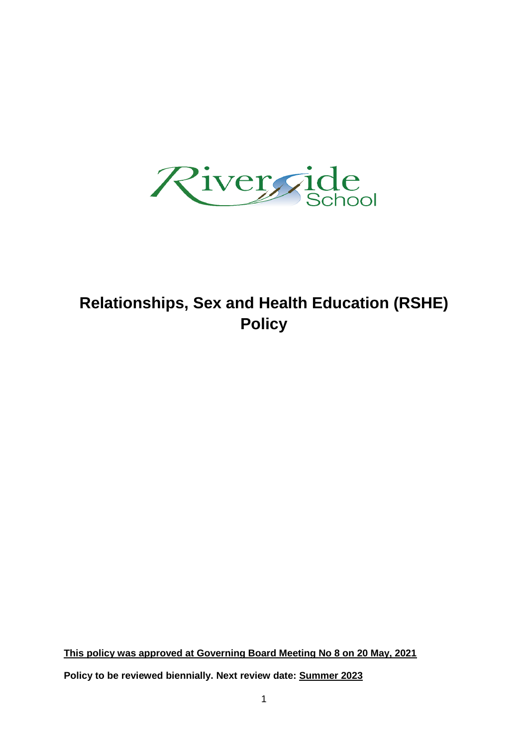Riverside School

# Relationships, Sex and Health Education (RSHE) Policy

**This policy was approved at Governing Board Meeting No 8 on 20 May, 2021**

**Policy to be reviewed biennially. Next review date: Summer 2023**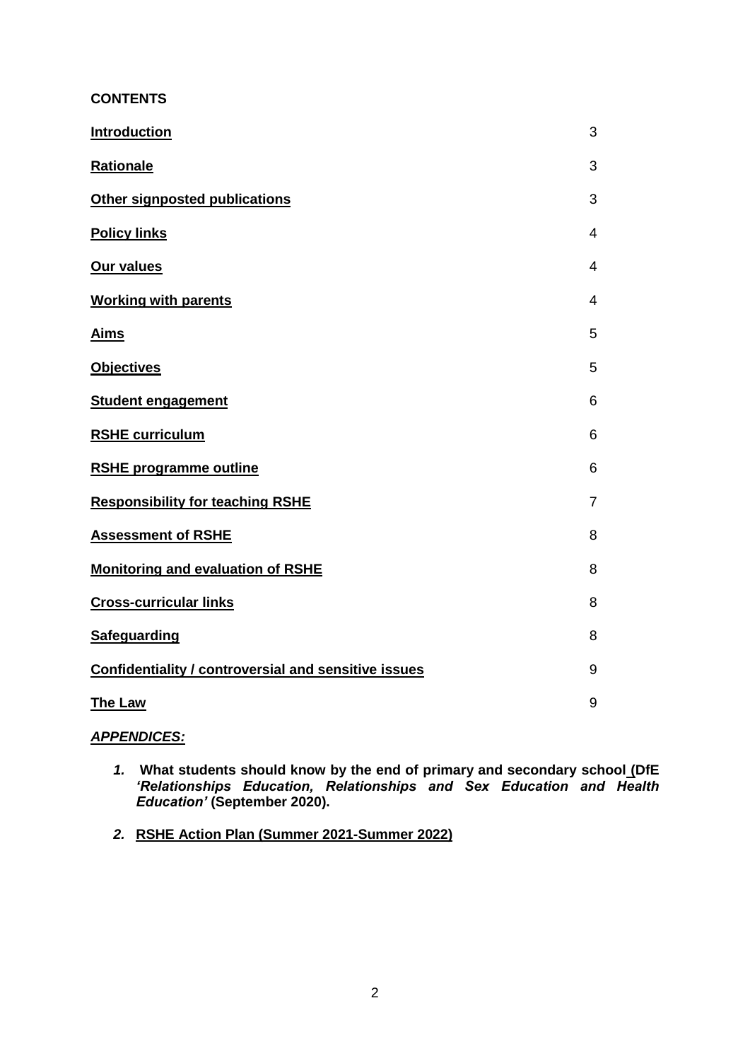**CONTENTS**

| | |
|---|---|
| **Introduction** | 3 |
| **Rationale** | 3 |
| **Other signposted publications** | 3 |
| **Policy links** | 4 |
| **Our values** | 4 |
| **Working with parents** | 4 |
| **Aims** | 5 |
| **Objectives** | 5 |
| **Student engagement** | 6 |
| **RSHE curriculum** | 6 |
| **RSHE programme outline** | 6 |
| **Responsibility for teaching RSHE** | 7 |
| **Assessment of RSHE** | 8 |
| **Monitoring and evaluation of RSHE** | 8 |
| **Cross-curricular links** | 8 |
| **Safeguarding** | 8 |
| **Confidentiality / controversial and sensitive issues** | 9 |
| **The Law** | 9 |

***APPENDICES:***

1. **What students should know by the end of primary and secondary school (DfE *'Relationships Education, Relationships and Sex Education and Health Education'* (September 2020).**
2. **RSHE Action Plan (Summer 2021-Summer 2022)**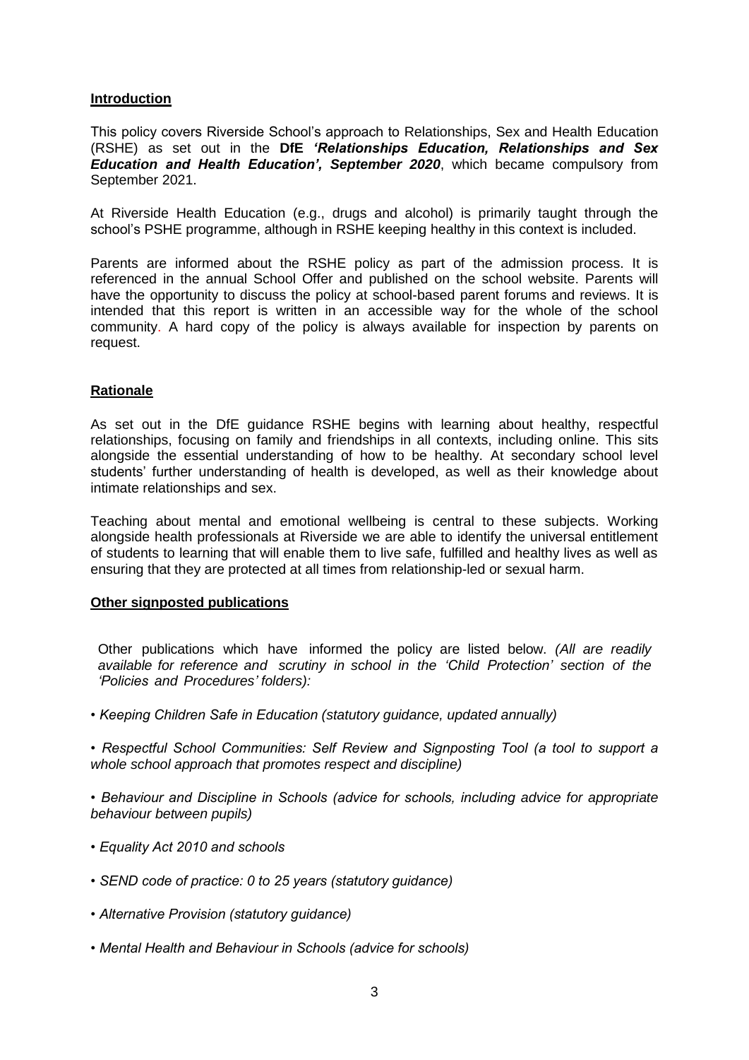## **Introduction**

This policy covers Riverside School's approach to Relationships, Sex and Health Education (RSHE) as set out in the **DfE *'Relationships Education, Relationships and Sex Education and Health Education', September 2020***, which became compulsory from September 2021.

At Riverside Health Education (e.g., drugs and alcohol) is primarily taught through the school's PSHE programme, although in RSHE keeping healthy in this context is included.

Parents are informed about the RSHE policy as part of the admission process. It is referenced in the annual School Offer and published on the school website. Parents will have the opportunity to discuss the policy at school-based parent forums and reviews. It is intended that this report is written in an accessible way for the whole of the school community. A hard copy of the policy is always available for inspection by parents on request.

## **Rationale**

As set out in the DfE guidance RSHE begins with learning about healthy, respectful relationships, focusing on family and friendships in all contexts, including online. This sits alongside the essential understanding of how to be healthy. At secondary school level students' further understanding of health is developed, as well as their knowledge about intimate relationships and sex.

Teaching about mental and emotional wellbeing is central to these subjects. Working alongside health professionals at Riverside we are able to identify the universal entitlement of students to learning that will enable them to live safe, fulfilled and healthy lives as well as ensuring that they are protected at all times from relationship-led or sexual harm.

## **Other signposted publications**

Other publications which have informed the policy are listed below. *(All are readily available for reference and scrutiny in school in the 'Child Protection' section of the 'Policies and Procedures' folders):*

- *Keeping Children Safe in Education (statutory guidance, updated annually)*
- *Respectful School Communities: Self Review and Signposting Tool (a tool to support a whole school approach that promotes respect and discipline)*
- *Behaviour and Discipline in Schools (advice for schools, including advice for appropriate behaviour between pupils)*
- *Equality Act 2010 and schools*
- *SEND code of practice: 0 to 25 years (statutory guidance)*
- *Alternative Provision (statutory guidance)*
- *Mental Health and Behaviour in Schools (advice for schools)*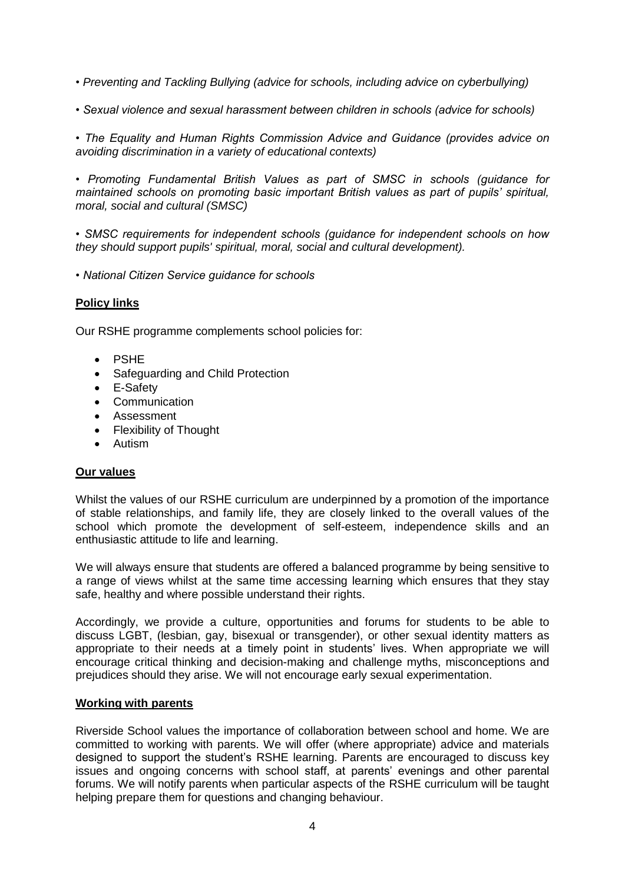• *Preventing and Tackling Bullying (advice for schools, including advice on cyberbullying)*

• *Sexual violence and sexual harassment between children in schools (advice for schools)*

• *The Equality and Human Rights Commission Advice and Guidance (provides advice on avoiding discrimination in a variety of educational contexts)*

• *Promoting Fundamental British Values as part of SMSC in schools (guidance for maintained schools on promoting basic important British values as part of pupils' spiritual, moral, social and cultural (SMSC)*

• *SMSC requirements for independent schools (guidance for independent schools on how they should support pupils' spiritual, moral, social and cultural development).*

• *National Citizen Service guidance for schools*

## Policy links

Our RSHE programme complements school policies for:

- PSHE
- Safeguarding and Child Protection
- E-Safety
- Communication
- Assessment
- Flexibility of Thought
- Autism

## Our values

Whilst the values of our RSHE curriculum are underpinned by a promotion of the importance of stable relationships, and family life, they are closely linked to the overall values of the school which promote the development of self-esteem, independence skills and an enthusiastic attitude to life and learning.

We will always ensure that students are offered a balanced programme by being sensitive to a range of views whilst at the same time accessing learning which ensures that they stay safe, healthy and where possible understand their rights.

Accordingly, we provide a culture, opportunities and forums for students to be able to discuss LGBT, (lesbian, gay, bisexual or transgender), or other sexual identity matters as appropriate to their needs at a timely point in students' lives. When appropriate we will encourage critical thinking and decision-making and challenge myths, misconceptions and prejudices should they arise. We will not encourage early sexual experimentation.

## Working with parents

Riverside School values the importance of collaboration between school and home. We are committed to working with parents. We will offer (where appropriate) advice and materials designed to support the student's RSHE learning. Parents are encouraged to discuss key issues and ongoing concerns with school staff, at parents' evenings and other parental forums. We will notify parents when particular aspects of the RSHE curriculum will be taught helping prepare them for questions and changing behaviour.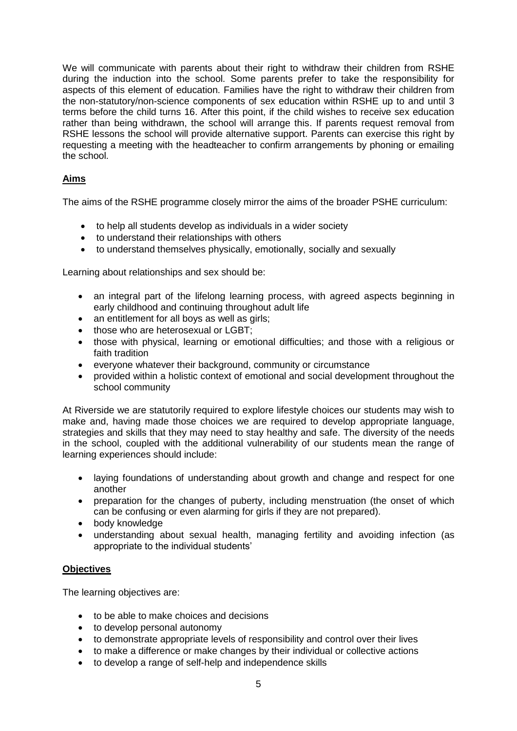We will communicate with parents about their right to withdraw their children from RSHE during the induction into the school. Some parents prefer to take the responsibility for aspects of this element of education. Families have the right to withdraw their children from the non-statutory/non-science components of sex education within RSHE up to and until 3 terms before the child turns 16. After this point, if the child wishes to receive sex education rather than being withdrawn, the school will arrange this. If parents request removal from RSHE lessons the school will provide alternative support. Parents can exercise this right by requesting a meeting with the headteacher to confirm arrangements by phoning or emailing the school.

## **Aims**

The aims of the RSHE programme closely mirror the aims of the broader PSHE curriculum:

- to help all students develop as individuals in a wider society
- to understand their relationships with others
- to understand themselves physically, emotionally, socially and sexually

Learning about relationships and sex should be:

- an integral part of the lifelong learning process, with agreed aspects beginning in early childhood and continuing throughout adult life
- an entitlement for all boys as well as girls;
- those who are heterosexual or LGBT;
- those with physical, learning or emotional difficulties; and those with a religious or faith tradition
- everyone whatever their background, community or circumstance
- provided within a holistic context of emotional and social development throughout the school community

At Riverside we are statutorily required to explore lifestyle choices our students may wish to make and, having made those choices we are required to develop appropriate language, strategies and skills that they may need to stay healthy and safe. The diversity of the needs in the school, coupled with the additional vulnerability of our students mean the range of learning experiences should include:

- laying foundations of understanding about growth and change and respect for one another
- preparation for the changes of puberty, including menstruation (the onset of which can be confusing or even alarming for girls if they are not prepared).
- body knowledge
- understanding about sexual health, managing fertility and avoiding infection (as appropriate to the individual students'

## **Objectives**

The learning objectives are:

- to be able to make choices and decisions
- to develop personal autonomy
- to demonstrate appropriate levels of responsibility and control over their lives
- to make a difference or make changes by their individual or collective actions
- to develop a range of self-help and independence skills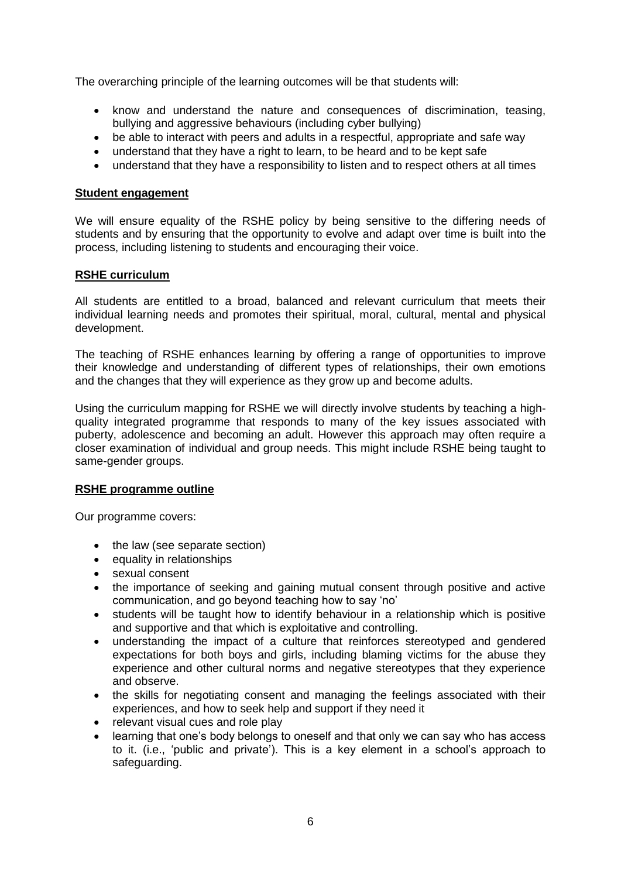The overarching principle of the learning outcomes will be that students will:

- know and understand the nature and consequences of discrimination, teasing, bullying and aggressive behaviours (including cyber bullying)
- be able to interact with peers and adults in a respectful, appropriate and safe way
- understand that they have a right to learn, to be heard and to be kept safe
- understand that they have a responsibility to listen and to respect others at all times

**Student engagement**

We will ensure equality of the RSHE policy by being sensitive to the differing needs of students and by ensuring that the opportunity to evolve and adapt over time is built into the process, including listening to students and encouraging their voice.

**RSHE curriculum**

All students are entitled to a broad, balanced and relevant curriculum that meets their individual learning needs and promotes their spiritual, moral, cultural, mental and physical development.

The teaching of RSHE enhances learning by offering a range of opportunities to improve their knowledge and understanding of different types of relationships, their own emotions and the changes that they will experience as they grow up and become adults.

Using the curriculum mapping for RSHE we will directly involve students by teaching a high-quality integrated programme that responds to many of the key issues associated with puberty, adolescence and becoming an adult. However this approach may often require a closer examination of individual and group needs. This might include RSHE being taught to same-gender groups.

**RSHE programme outline**

Our programme covers:

- the law (see separate section)
- equality in relationships
- sexual consent
- the importance of seeking and gaining mutual consent through positive and active communication, and go beyond teaching how to say 'no'
- students will be taught how to identify behaviour in a relationship which is positive and supportive and that which is exploitative and controlling.
- understanding the impact of a culture that reinforces stereotyped and gendered expectations for both boys and girls, including blaming victims for the abuse they experience and other cultural norms and negative stereotypes that they experience and observe.
- the skills for negotiating consent and managing the feelings associated with their experiences, and how to seek help and support if they need it
- relevant visual cues and role play
- learning that one's body belongs to oneself and that only we can say who has access to it. (i.e., 'public and private'). This is a key element in a school's approach to safeguarding.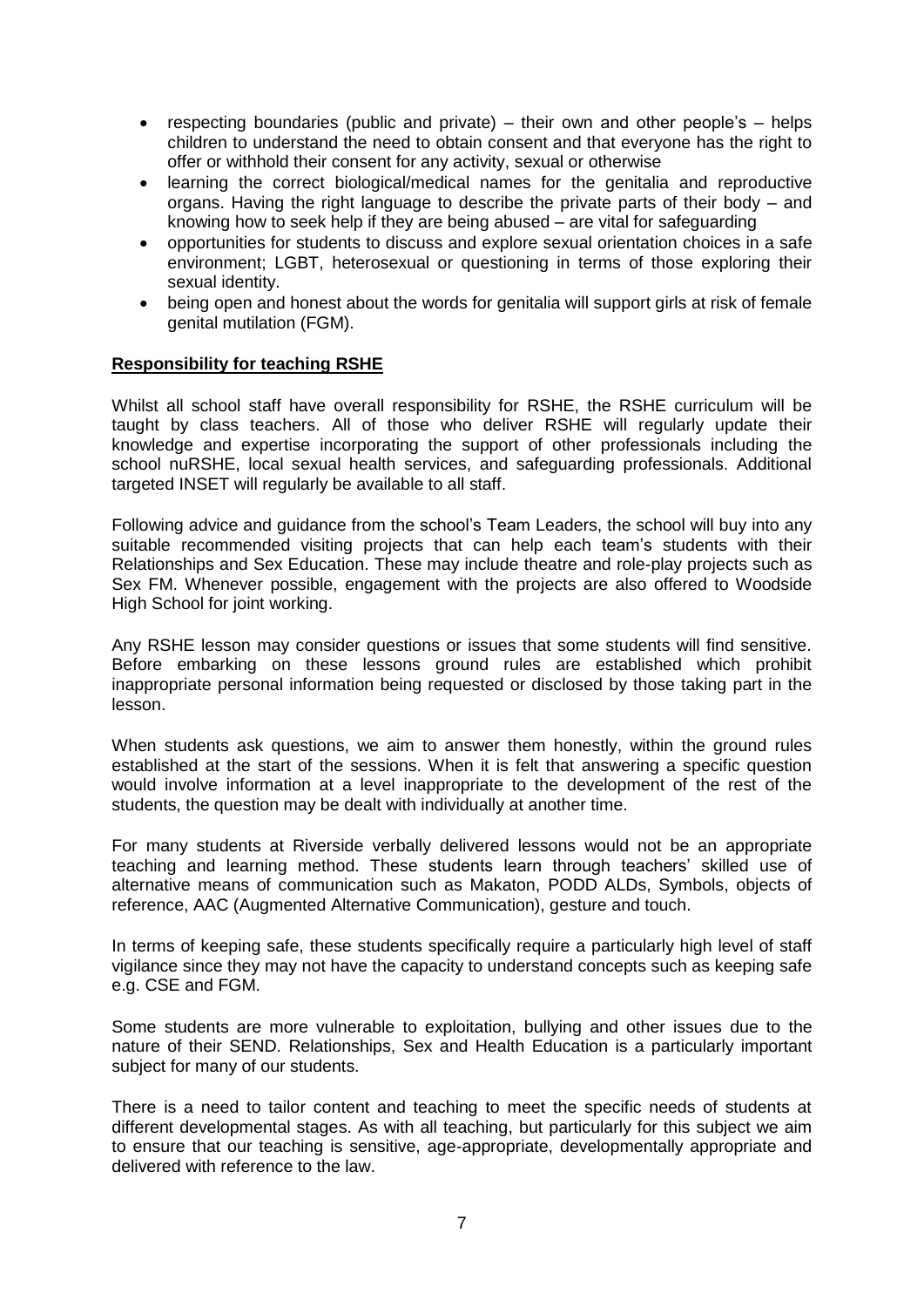- respecting boundaries (public and private) – their own and other people's – helps children to understand the need to obtain consent and that everyone has the right to offer or withhold their consent for any activity, sexual or otherwise
- learning the correct biological/medical names for the genitalia and reproductive organs. Having the right language to describe the private parts of their body – and knowing how to seek help if they are being abused – are vital for safeguarding
- opportunities for students to discuss and explore sexual orientation choices in a safe environment; LGBT, heterosexual or questioning in terms of those exploring their sexual identity.
- being open and honest about the words for genitalia will support girls at risk of female genital mutilation (FGM).

**Responsibility for teaching RSHE**

Whilst all school staff have overall responsibility for RSHE, the RSHE curriculum will be taught by class teachers. All of those who deliver RSHE will regularly update their knowledge and expertise incorporating the support of other professionals including the school nuRSHE, local sexual health services, and safeguarding professionals. Additional targeted INSET will regularly be available to all staff.

Following advice and guidance from the school's Team Leaders, the school will buy into any suitable recommended visiting projects that can help each team's students with their Relationships and Sex Education. These may include theatre and role-play projects such as Sex FM. Whenever possible, engagement with the projects are also offered to Woodside High School for joint working.

Any RSHE lesson may consider questions or issues that some students will find sensitive. Before embarking on these lessons ground rules are established which prohibit inappropriate personal information being requested or disclosed by those taking part in the lesson.

When students ask questions, we aim to answer them honestly, within the ground rules established at the start of the sessions. When it is felt that answering a specific question would involve information at a level inappropriate to the development of the rest of the students, the question may be dealt with individually at another time.

For many students at Riverside verbally delivered lessons would not be an appropriate teaching and learning method. These students learn through teachers' skilled use of alternative means of communication such as Makaton, PODD ALDs, Symbols, objects of reference, AAC (Augmented Alternative Communication), gesture and touch.

In terms of keeping safe, these students specifically require a particularly high level of staff vigilance since they may not have the capacity to understand concepts such as keeping safe e.g. CSE and FGM.

Some students are more vulnerable to exploitation, bullying and other issues due to the nature of their SEND. Relationships, Sex and Health Education is a particularly important subject for many of our students.

There is a need to tailor content and teaching to meet the specific needs of students at different developmental stages. As with all teaching, but particularly for this subject we aim to ensure that our teaching is sensitive, age-appropriate, developmentally appropriate and delivered with reference to the law.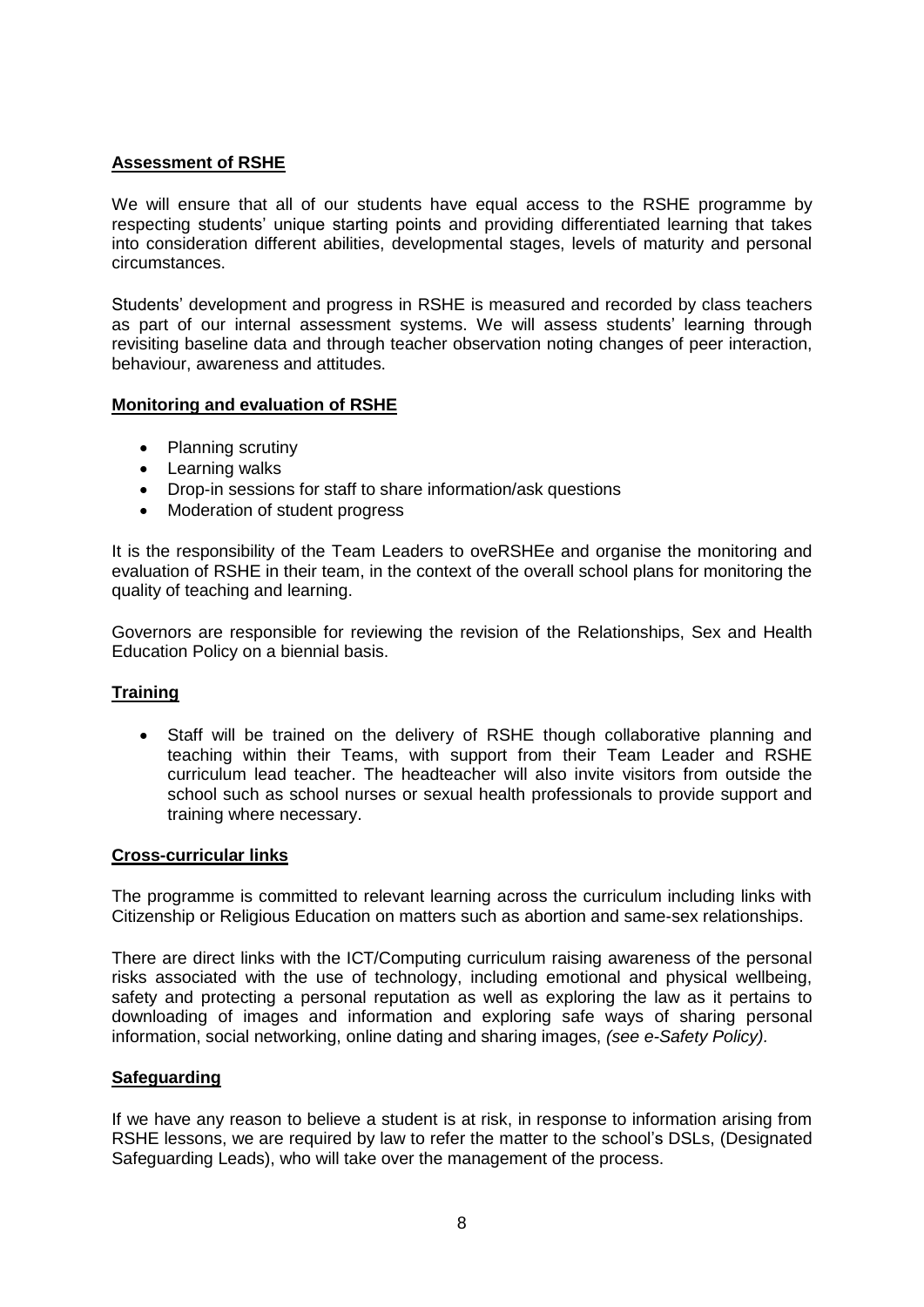## Assessment of RSHE

We will ensure that all of our students have equal access to the RSHE programme by respecting students' unique starting points and providing differentiated learning that takes into consideration different abilities, developmental stages, levels of maturity and personal circumstances.

Students' development and progress in RSHE is measured and recorded by class teachers as part of our internal assessment systems. We will assess students' learning through revisiting baseline data and through teacher observation noting changes of peer interaction, behaviour, awareness and attitudes.

## Monitoring and evaluation of RSHE

- Planning scrutiny
- Learning walks
- Drop-in sessions for staff to share information/ask questions
- Moderation of student progress

It is the responsibility of the Team Leaders to oveRSHEe and organise the monitoring and evaluation of RSHE in their team, in the context of the overall school plans for monitoring the quality of teaching and learning.

Governors are responsible for reviewing the revision of the Relationships, Sex and Health Education Policy on a biennial basis.

## Training

- Staff will be trained on the delivery of RSHE though collaborative planning and teaching within their Teams, with support from their Team Leader and RSHE curriculum lead teacher. The headteacher will also invite visitors from outside the school such as school nurses or sexual health professionals to provide support and training where necessary.

## Cross-curricular links

The programme is committed to relevant learning across the curriculum including links with Citizenship or Religious Education on matters such as abortion and same-sex relationships.

There are direct links with the ICT/Computing curriculum raising awareness of the personal risks associated with the use of technology, including emotional and physical wellbeing, safety and protecting a personal reputation as well as exploring the law as it pertains to downloading of images and information and exploring safe ways of sharing personal information, social networking, online dating and sharing images, *(see e-Safety Policy).*

## Safeguarding

If we have any reason to believe a student is at risk, in response to information arising from RSHE lessons, we are required by law to refer the matter to the school's DSLs, (Designated Safeguarding Leads), who will take over the management of the process.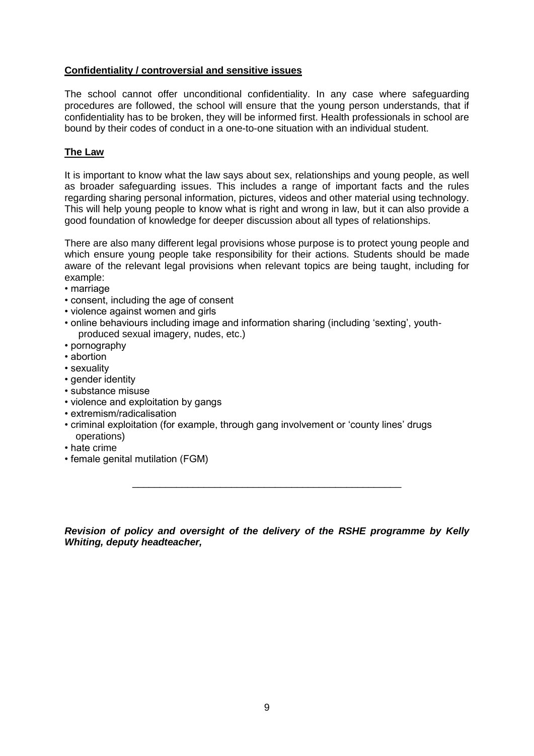## Confidentiality / controversial and sensitive issues

The school cannot offer unconditional confidentiality. In any case where safeguarding procedures are followed, the school will ensure that the young person understands, that if confidentiality has to be broken, they will be informed first. Health professionals in school are bound by their codes of conduct in a one-to-one situation with an individual student.

## The Law

It is important to know what the law says about sex, relationships and young people, as well as broader safeguarding issues. This includes a range of important facts and the rules regarding sharing personal information, pictures, videos and other material using technology. This will help young people to know what is right and wrong in law, but it can also provide a good foundation of knowledge for deeper discussion about all types of relationships.

There are also many different legal provisions whose purpose is to protect young people and which ensure young people take responsibility for their actions. Students should be made aware of the relevant legal provisions when relevant topics are being taught, including for example:

- marriage
- consent, including the age of consent
- violence against women and girls
- online behaviours including image and information sharing (including 'sexting', youth-produced sexual imagery, nudes, etc.)
- pornography
- abortion
- sexuality
- gender identity
- substance misuse
- violence and exploitation by gangs
- extremism/radicalisation
- criminal exploitation (for example, through gang involvement or 'county lines' drugs operations)
- hate crime
- female genital mutilation (FGM)

---

***Revision of policy and oversight of the delivery of the RSHE programme by Kelly Whiting, deputy headteacher,***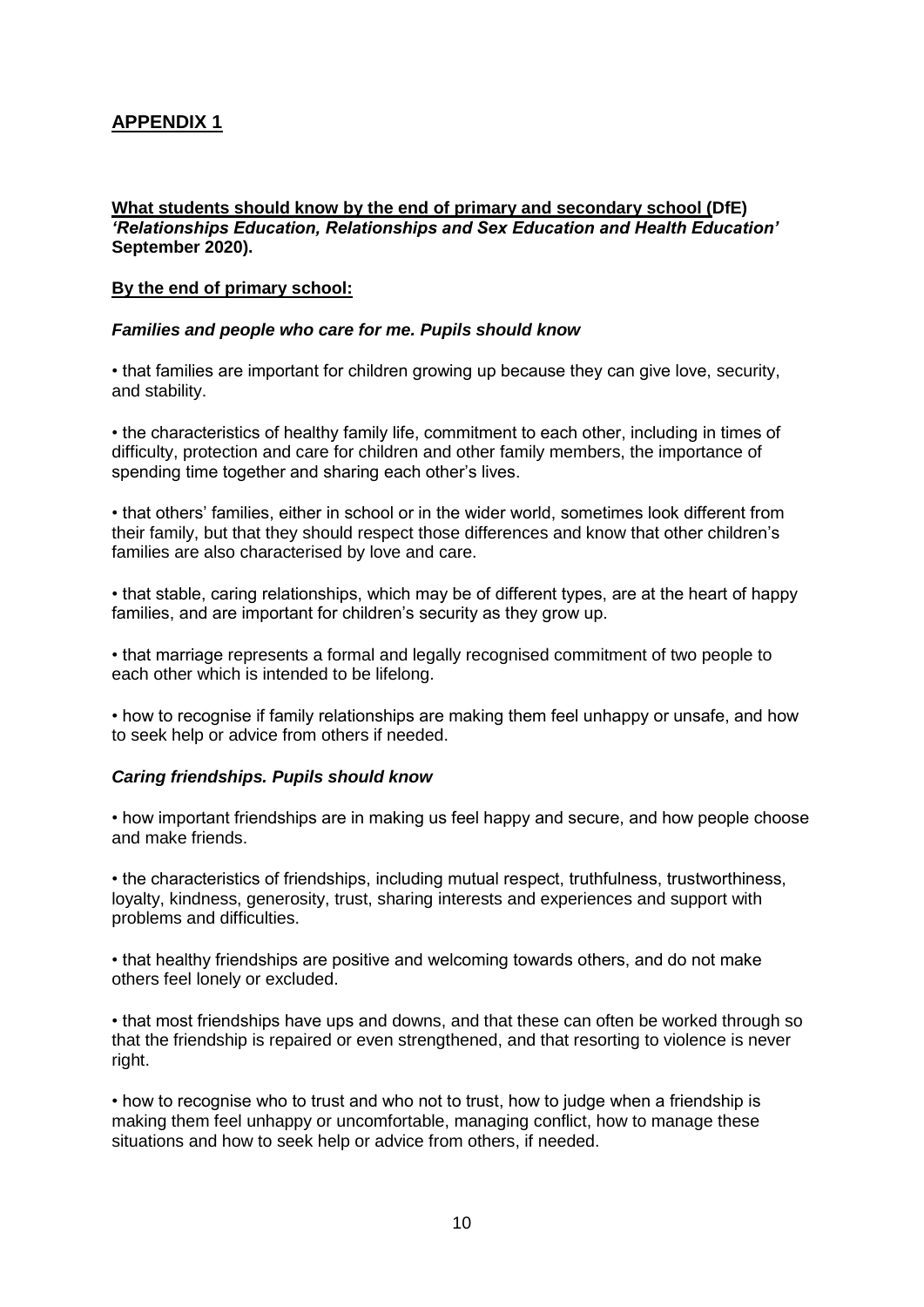## APPENDIX 1

**What students should know by the end of primary and secondary school (DfE) *'Relationships Education, Relationships and Sex Education and Health Education'* September 2020).**

**By the end of primary school:**

***Families and people who care for me. Pupils should know***

- that families are important for children growing up because they can give love, security, and stability.

- the characteristics of healthy family life, commitment to each other, including in times of difficulty, protection and care for children and other family members, the importance of spending time together and sharing each other's lives.

- that others' families, either in school or in the wider world, sometimes look different from their family, but that they should respect those differences and know that other children's families are also characterised by love and care.

- that stable, caring relationships, which may be of different types, are at the heart of happy families, and are important for children's security as they grow up.

- that marriage represents a formal and legally recognised commitment of two people to each other which is intended to be lifelong.

- how to recognise if family relationships are making them feel unhappy or unsafe, and how to seek help or advice from others if needed.

***Caring friendships. Pupils should know***

- how important friendships are in making us feel happy and secure, and how people choose and make friends.

- the characteristics of friendships, including mutual respect, truthfulness, trustworthiness, loyalty, kindness, generosity, trust, sharing interests and experiences and support with problems and difficulties.

- that healthy friendships are positive and welcoming towards others, and do not make others feel lonely or excluded.

- that most friendships have ups and downs, and that these can often be worked through so that the friendship is repaired or even strengthened, and that resorting to violence is never right.

- how to recognise who to trust and who not to trust, how to judge when a friendship is making them feel unhappy or uncomfortable, managing conflict, how to manage these situations and how to seek help or advice from others, if needed.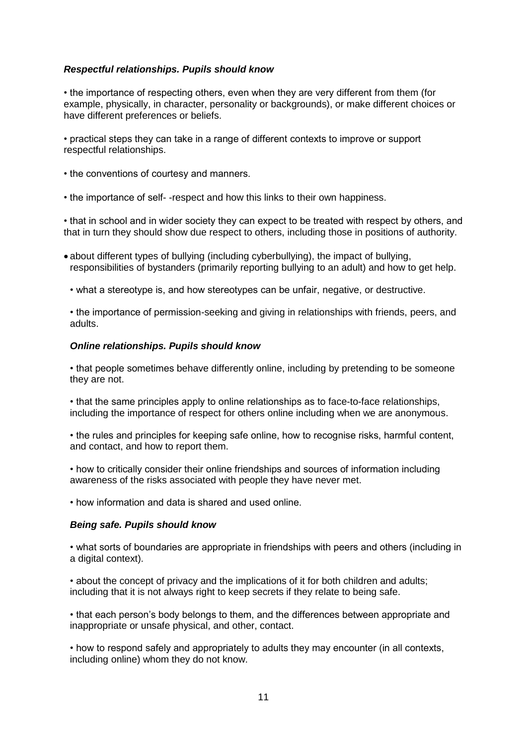***Respectful relationships. Pupils should know***

- the importance of respecting others, even when they are very different from them (for example, physically, in character, personality or backgrounds), or make different choices or have different preferences or beliefs.

- practical steps they can take in a range of different contexts to improve or support respectful relationships.

- the conventions of courtesy and manners.

- the importance of self- -respect and how this links to their own happiness.

- that in school and in wider society they can expect to be treated with respect by others, and that in turn they should show due respect to others, including those in positions of authority.

- about different types of bullying (including cyberbullying), the impact of bullying, responsibilities of bystanders (primarily reporting bullying to an adult) and how to get help.

- what a stereotype is, and how stereotypes can be unfair, negative, or destructive.

- the importance of permission-seeking and giving in relationships with friends, peers, and adults.

***Online relationships. Pupils should know***

- that people sometimes behave differently online, including by pretending to be someone they are not.

- that the same principles apply to online relationships as to face-to-face relationships, including the importance of respect for others online including when we are anonymous.

- the rules and principles for keeping safe online, how to recognise risks, harmful content, and contact, and how to report them.

- how to critically consider their online friendships and sources of information including awareness of the risks associated with people they have never met.

- how information and data is shared and used online.

***Being safe. Pupils should know***

- what sorts of boundaries are appropriate in friendships with peers and others (including in a digital context).

- about the concept of privacy and the implications of it for both children and adults; including that it is not always right to keep secrets if they relate to being safe.

- that each person's body belongs to them, and the differences between appropriate and inappropriate or unsafe physical, and other, contact.

- how to respond safely and appropriately to adults they may encounter (in all contexts, including online) whom they do not know.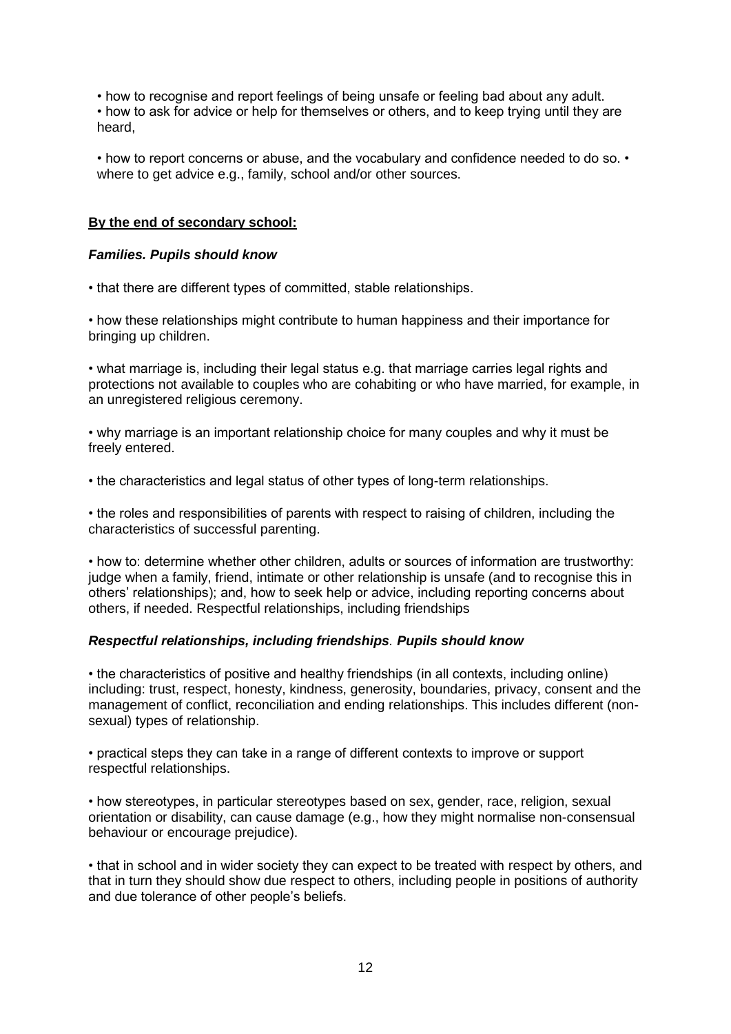- how to recognise and report feelings of being unsafe or feeling bad about any adult.
- how to ask for advice or help for themselves or others, and to keep trying until they are heard,

- how to report concerns or abuse, and the vocabulary and confidence needed to do so. • where to get advice e.g., family, school and/or other sources.

**By the end of secondary school:**

***Families. Pupils should know***

• that there are different types of committed, stable relationships.

• how these relationships might contribute to human happiness and their importance for bringing up children.

• what marriage is, including their legal status e.g. that marriage carries legal rights and protections not available to couples who are cohabiting or who have married, for example, in an unregistered religious ceremony.

• why marriage is an important relationship choice for many couples and why it must be freely entered.

• the characteristics and legal status of other types of long-term relationships.

• the roles and responsibilities of parents with respect to raising of children, including the characteristics of successful parenting.

• how to: determine whether other children, adults or sources of information are trustworthy: judge when a family, friend, intimate or other relationship is unsafe (and to recognise this in others' relationships); and, how to seek help or advice, including reporting concerns about others, if needed. Respectful relationships, including friendships

***Respectful relationships, including friendships. Pupils should know***

• the characteristics of positive and healthy friendships (in all contexts, including online) including: trust, respect, honesty, kindness, generosity, boundaries, privacy, consent and the management of conflict, reconciliation and ending relationships. This includes different (non-sexual) types of relationship.

• practical steps they can take in a range of different contexts to improve or support respectful relationships.

• how stereotypes, in particular stereotypes based on sex, gender, race, religion, sexual orientation or disability, can cause damage (e.g., how they might normalise non-consensual behaviour or encourage prejudice).

• that in school and in wider society they can expect to be treated with respect by others, and that in turn they should show due respect to others, including people in positions of authority and due tolerance of other people's beliefs.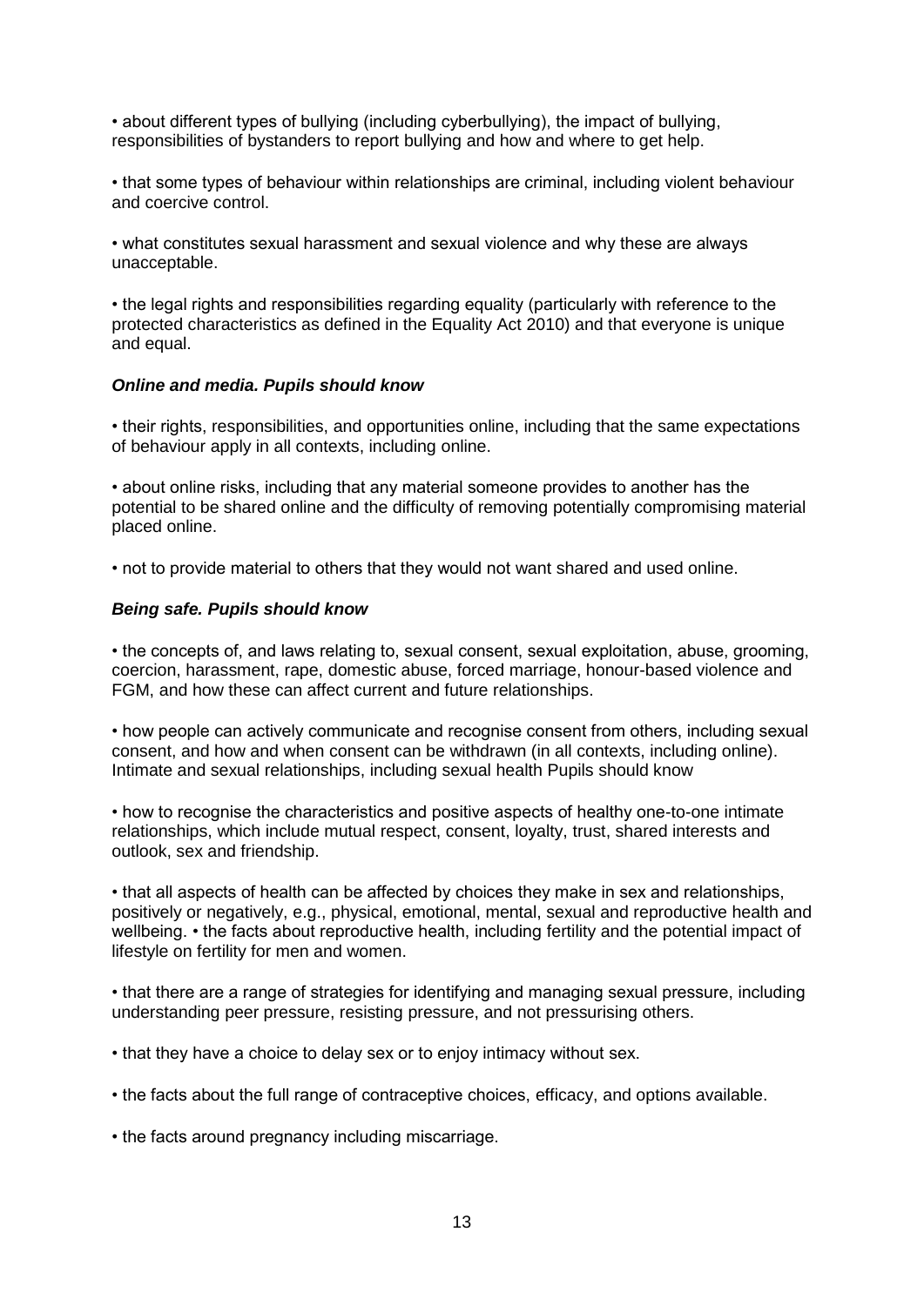• about different types of bullying (including cyberbullying), the impact of bullying, responsibilities of bystanders to report bullying and how and where to get help.

• that some types of behaviour within relationships are criminal, including violent behaviour and coercive control.

• what constitutes sexual harassment and sexual violence and why these are always unacceptable.

• the legal rights and responsibilities regarding equality (particularly with reference to the protected characteristics as defined in the Equality Act 2010) and that everyone is unique and equal.

***Online and media. Pupils should know***

• their rights, responsibilities, and opportunities online, including that the same expectations of behaviour apply in all contexts, including online.

• about online risks, including that any material someone provides to another has the potential to be shared online and the difficulty of removing potentially compromising material placed online.

• not to provide material to others that they would not want shared and used online.

***Being safe. Pupils should know***

• the concepts of, and laws relating to, sexual consent, sexual exploitation, abuse, grooming, coercion, harassment, rape, domestic abuse, forced marriage, honour-based violence and FGM, and how these can affect current and future relationships.

• how people can actively communicate and recognise consent from others, including sexual consent, and how and when consent can be withdrawn (in all contexts, including online). Intimate and sexual relationships, including sexual health Pupils should know

• how to recognise the characteristics and positive aspects of healthy one-to-one intimate relationships, which include mutual respect, consent, loyalty, trust, shared interests and outlook, sex and friendship.

• that all aspects of health can be affected by choices they make in sex and relationships, positively or negatively, e.g., physical, emotional, mental, sexual and reproductive health and wellbeing. • the facts about reproductive health, including fertility and the potential impact of lifestyle on fertility for men and women.

• that there are a range of strategies for identifying and managing sexual pressure, including understanding peer pressure, resisting pressure, and not pressurising others.

• that they have a choice to delay sex or to enjoy intimacy without sex.

• the facts about the full range of contraceptive choices, efficacy, and options available.

• the facts around pregnancy including miscarriage.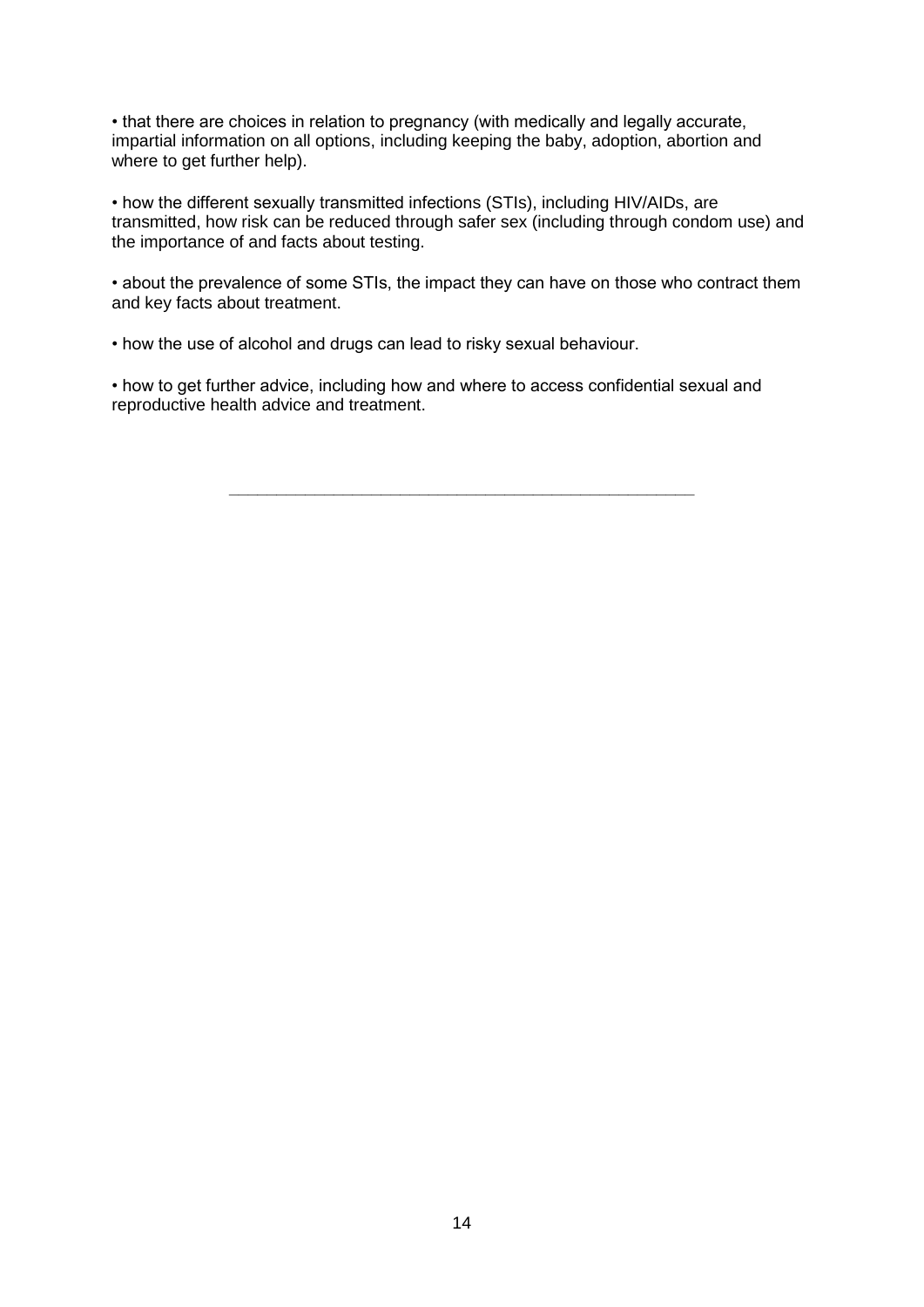• that there are choices in relation to pregnancy (with medically and legally accurate, impartial information on all options, including keeping the baby, adoption, abortion and where to get further help).

• how the different sexually transmitted infections (STIs), including HIV/AIDs, are transmitted, how risk can be reduced through safer sex (including through condom use) and the importance of and facts about testing.

• about the prevalence of some STIs, the impact they can have on those who contract them and key facts about treatment.

• how the use of alcohol and drugs can lead to risky sexual behaviour.

• how to get further advice, including how and where to access confidential sexual and reproductive health advice and treatment.

---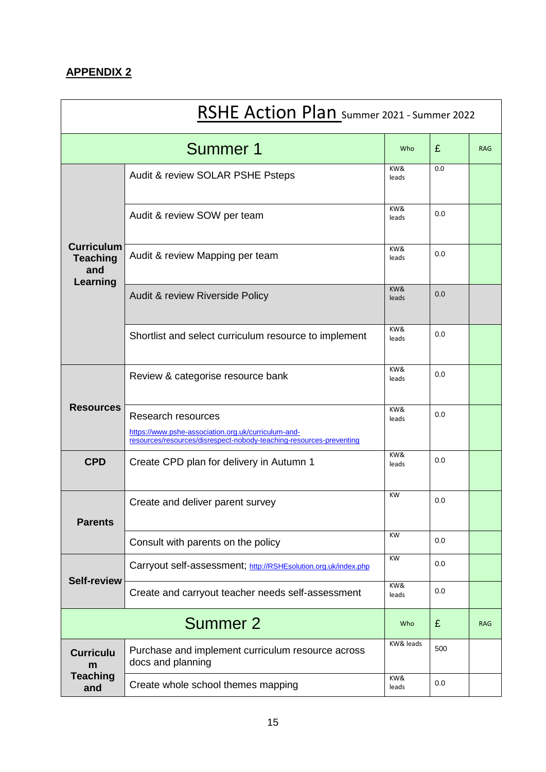**APPENDIX 2**

| RSHE Action Plan Summer 2021 - Summer 2022 | | | | |
|---|---|---|---|---|
| **Summer 1** | | **Who** | **£** | **RAG** |
| **Curriculum Teaching and Learning** | Audit & review SOLAR PSHE Psteps | KW& leads | 0.0 | |
| | Audit & review SOW per team | KW& leads | 0.0 | |
| | Audit & review Mapping per team | KW& leads | 0.0 | |
| | Audit & review Riverside Policy | KW& leads | 0.0 | |
| | Shortlist and select curriculum resource to implement | KW& leads | 0.0 | |
| **Resources** | Review & categorise resource bank | KW& leads | 0.0 | |
| | Research resources https://www.pshe-association.org.uk/curriculum-and-resources/resources/disrespect-nobody-teaching-resources-preventing | KW& leads | 0.0 | |
| **CPD** | Create CPD plan for delivery in Autumn 1 | KW& leads | 0.0 | |
| **Parents** | Create and deliver parent survey | KW | 0.0 | |
| | Consult with parents on the policy | KW | 0.0 | |
| **Self-review** | Carryout self-assessment; http://RSHEsolution.org.uk/index.php | KW | 0.0 | |
| | Create and carryout teacher needs self-assessment | KW& leads | 0.0 | |
| **Summer 2** | | **Who** | **£** | **RAG** |
| **Curriculum Teaching and** | Purchase and implement curriculum resource across docs and planning | KW& leads | 500 | |
| | Create whole school themes mapping | KW& leads | 0.0 | |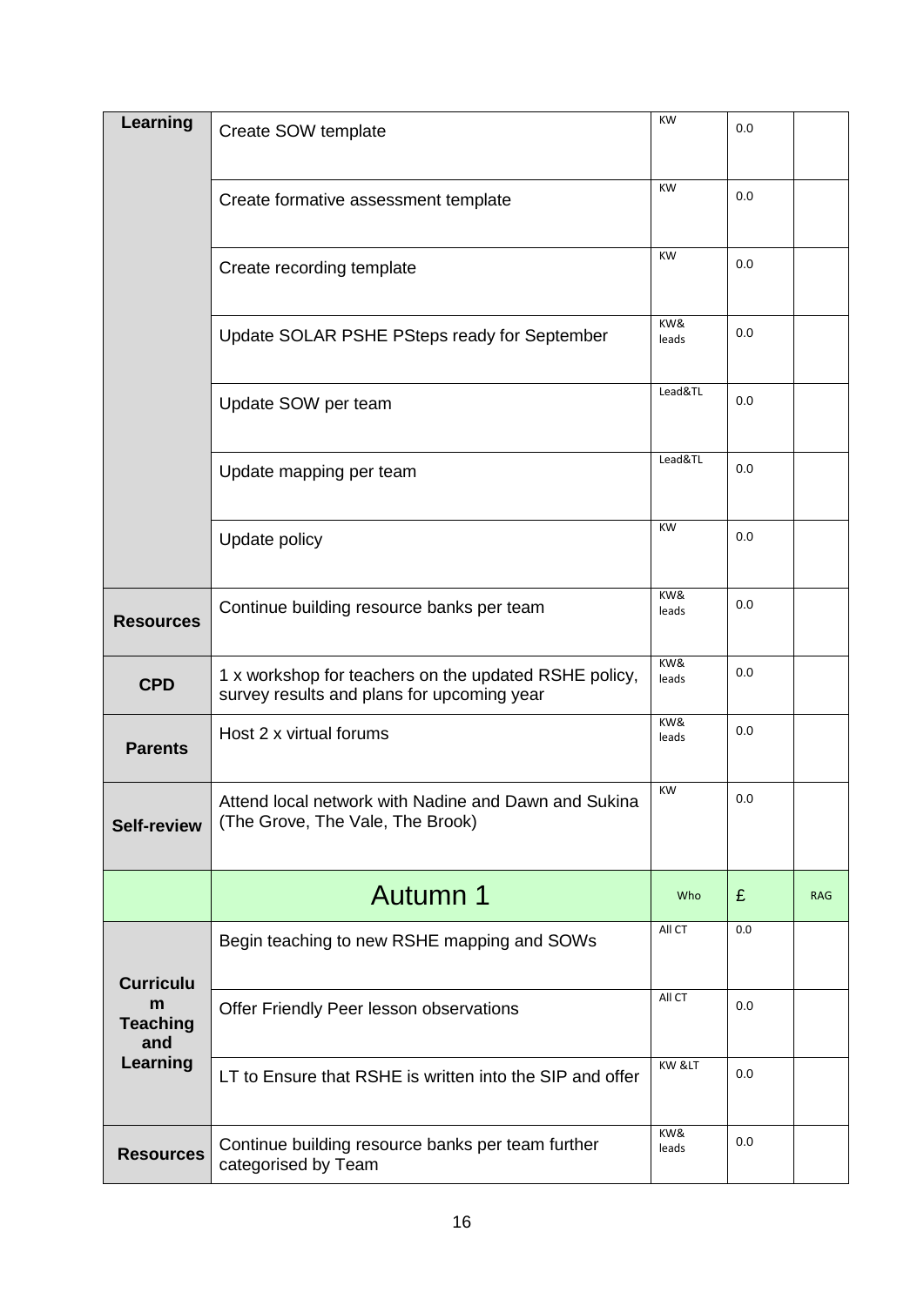| Learning | Create SOW template | KW | 0.0 | |
|---|---|---|---|---|
| | Create formative assessment template | KW | 0.0 | |
| | Create recording template | KW | 0.0 | |
| | Update SOLAR PSHE PSteps ready for September | KW& leads | 0.0 | |
| | Update SOW per team | Lead&TL | 0.0 | |
| | Update mapping per team | Lead&TL | 0.0 | |
| | Update policy | KW | 0.0 | |
| **Resources** | Continue building resource banks per team | KW& leads | 0.0 | |
| **CPD** | 1 x workshop for teachers on the updated RSHE policy, survey results and plans for upcoming year | KW& leads | 0.0 | |
| **Parents** | Host 2 x virtual forums | KW& leads | 0.0 | |
| **Self-review** | Attend local network with Nadine and Dawn and Sukina (The Grove, The Vale, The Brook) | KW | 0.0 | |
| | Autumn 1 | Who | £ | RAG |
| **Curriculum Teaching and Learning** | Begin teaching to new RSHE mapping and SOWs | All CT | 0.0 | |
| | Offer Friendly Peer lesson observations | All CT | 0.0 | |
| | LT to Ensure that RSHE is written into the SIP and offer | KW &LT | 0.0 | |
| **Resources** | Continue building resource banks per team further categorised by Team | KW& leads | 0.0 | |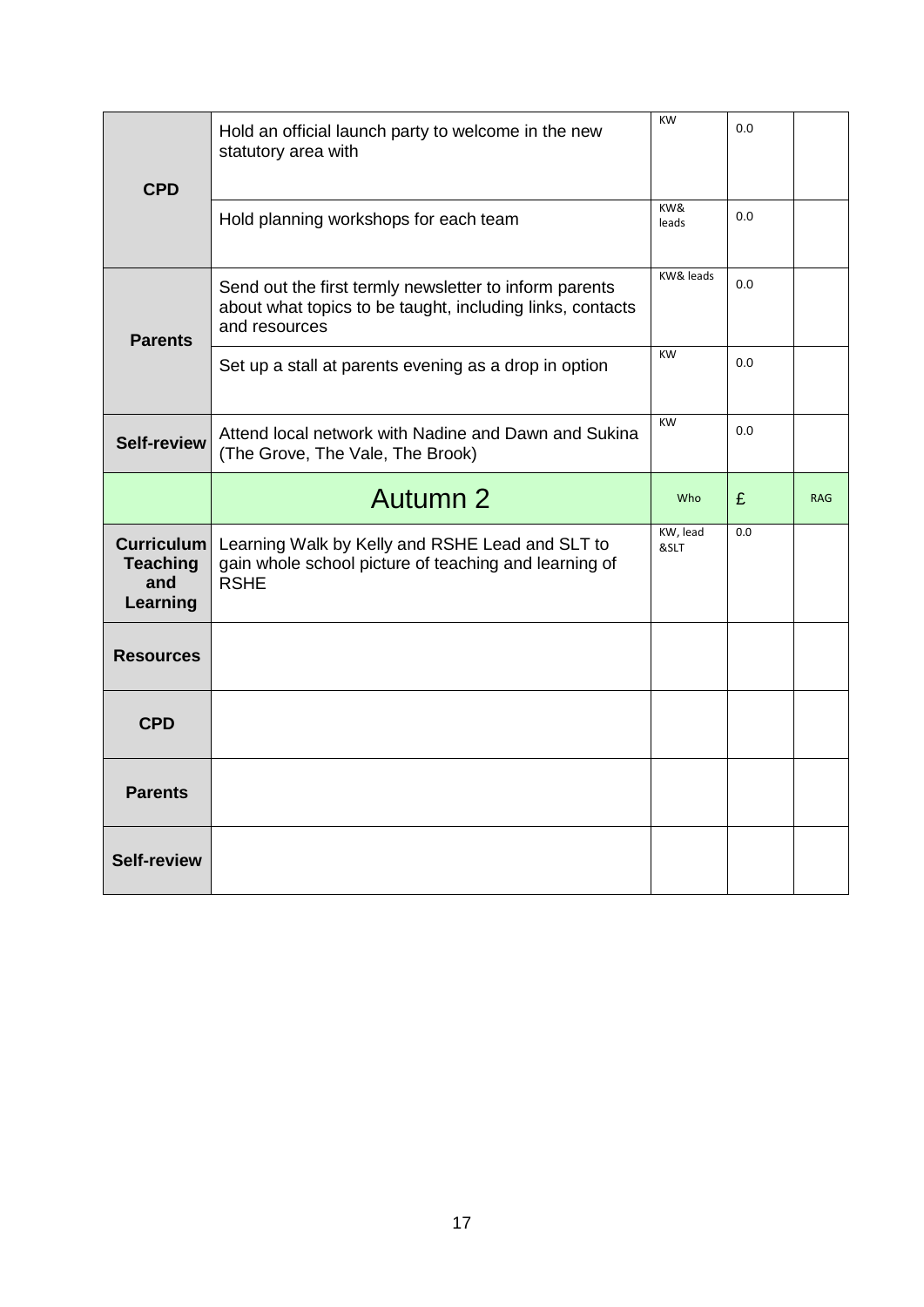| | | | | |
|---|---|---|---|---|
| **CPD** | Hold an official launch party to welcome in the new statutory area with | KW | 0.0 | |
| | Hold planning workshops for each team | KW& leads | 0.0 | |
| **Parents** | Send out the first termly newsletter to inform parents about what topics to be taught, including links, contacts and resources | KW& leads | 0.0 | |
| | Set up a stall at parents evening as a drop in option | KW | 0.0 | |
| **Self-review** | Attend local network with Nadine and Dawn and Sukina (The Grove, The Vale, The Brook) | KW | 0.0 | |
| | **Autumn 2** | Who | £ | RAG |
| **Curriculum Teaching and Learning** | Learning Walk by Kelly and RSHE Lead and SLT to gain whole school picture of teaching and learning of RSHE | KW, lead &SLT | 0.0 | |
| **Resources** | | | | |
| **CPD** | | | | |
| **Parents** | | | | |
| **Self-review** | | | | |